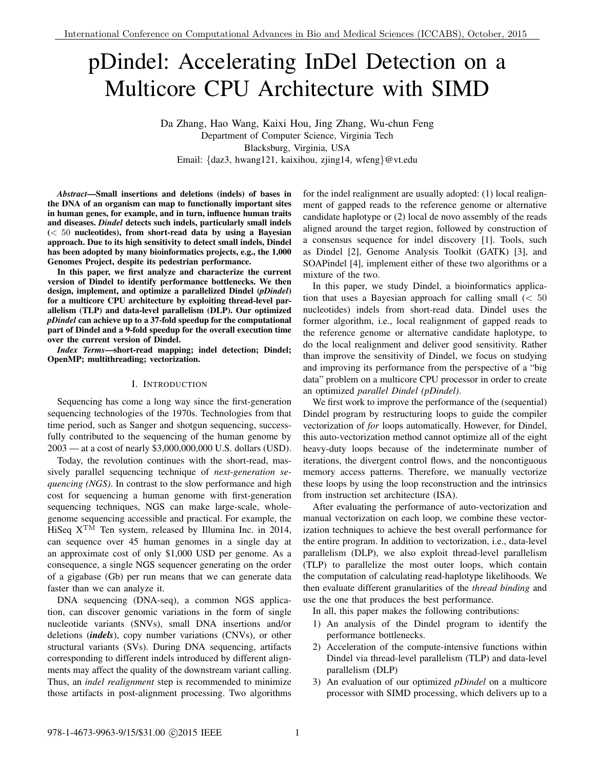# pDindel: Accelerating InDel Detection on a Multicore CPU Architecture with SIMD

Da Zhang, Hao Wang, Kaixi Hou, Jing Zhang, Wu-chun Feng
Department of Computer Science, Virginia Tech
Blacksburg, Virginia, USA
Email: {daz3, hwang121, kaixihou, zjing14, wfeng}@vt.edu

***Abstract*—Small insertions and deletions (indels) of bases in the DNA of an organism can map to functionally important sites in human genes, for example, and in turn, influence human traits and diseases. *Dindel* detects such indels, particularly small indels ($< 50$ nucleotides), from short-read data by using a Bayesian approach. Due to its high sensitivity to detect small indels, Dindel has been adopted by many bioinformatics projects, e.g., the 1,000 Genomes Project, despite its pedestrian performance.**

**In this paper, we first analyze and characterize the current version of Dindel to identify performance bottlenecks. We then design, implement, and optimize a parallelized Dindel (*pDindel*) for a multicore CPU architecture by exploiting thread-level parallelism (TLP) and data-level parallelism (DLP). Our optimized *pDindel* can achieve up to a 37-fold speedup for the computational part of Dindel and a 9-fold speedup for the overall execution time over the current version of Dindel.**

***Index Terms*—short-read mapping; indel detection; Dindel; OpenMP; multithreading; vectorization.**

## I. Introduction

Sequencing has come a long way since the first-generation sequencing technologies of the 1970s. Technologies from that time period, such as Sanger and shotgun sequencing, successfully contributed to the sequencing of the human genome by 2003 — at a cost of nearly \$3,000,000,000 U.S. dollars (USD).

Today, the revolution continues with the short-read, massively parallel sequencing technique of *next-generation sequencing (NGS)*. In contrast to the slow performance and high cost for sequencing a human genome with first-generation sequencing techniques, NGS can make large-scale, whole-genome sequencing accessible and practical. For example, the HiSeq X$^{TM}$ Ten system, released by Illumina Inc. in 2014, can sequence over 45 human genomes in a single day at an approximate cost of only \$1,000 USD per genome. As a consequence, a single NGS sequencer generating on the order of a gigabase (Gb) per run means that we can generate data faster than we can analyze it.

DNA sequencing (DNA-seq), a common NGS application, can discover genomic variations in the form of single nucleotide variants (SNVs), small DNA insertions and/or deletions (***indels***), copy number variations (CNVs), or other structural variants (SVs). During DNA sequencing, artifacts corresponding to different indels introduced by different alignments may affect the quality of the downstream variant calling. Thus, an *indel realignment* step is recommended to minimize those artifacts in post-alignment processing. Two algorithms for the indel realignment are usually adopted: (1) local realignment of gapped reads to the reference genome or alternative candidate haplotype or (2) local de novo assembly of the reads aligned around the target region, followed by construction of a consensus sequence for indel discovery [1]. Tools, such as Dindel [2], Genome Analysis Toolkit (GATK) [3], and SOAPindel [4], implement either of these two algorithms or a mixture of the two.

In this paper, we study Dindel, a bioinformatics application that uses a Bayesian approach for calling small ($< 50$ nucleotides) indels from short-read data. Dindel uses the former algorithm, i.e., local realignment of gapped reads to the reference genome or alternative candidate haplotype, to do the local realignment and deliver good sensitivity. Rather than improve the sensitivity of Dindel, we focus on studying and improving its performance from the perspective of a "big data" problem on a multicore CPU processor in order to create an optimized *parallel Dindel (pDindel)*.

We first work to improve the performance of the (sequential) Dindel program by restructuring loops to guide the compiler vectorization of *for* loops automatically. However, for Dindel, this auto-vectorization method cannot optimize all of the eight heavy-duty loops because of the indeterminate number of iterations, the divergent control flows, and the noncontiguous memory access patterns. Therefore, we manually vectorize these loops by using the loop reconstruction and the intrinsics from instruction set architecture (ISA).

After evaluating the performance of auto-vectorization and manual vectorization on each loop, we combine these vectorization techniques to achieve the best overall performance for the entire program. In addition to vectorization, i.e., data-level parallelism (DLP), we also exploit thread-level parallelism (TLP) to parallelize the most outer loops, which contain the computation of calculating read-haplotype likelihoods. We then evaluate different granularities of the *thread binding* and use the one that produces the best performance.

In all, this paper makes the following contributions:

1) An analysis of the Dindel program to identify the performance bottlenecks.
2) Acceleration of the compute-intensive functions within Dindel via thread-level parallelism (TLP) and data-level parallelism (DLP)
3) An evaluation of our optimized *pDindel* on a multicore processor with SIMD processing, which delivers up to a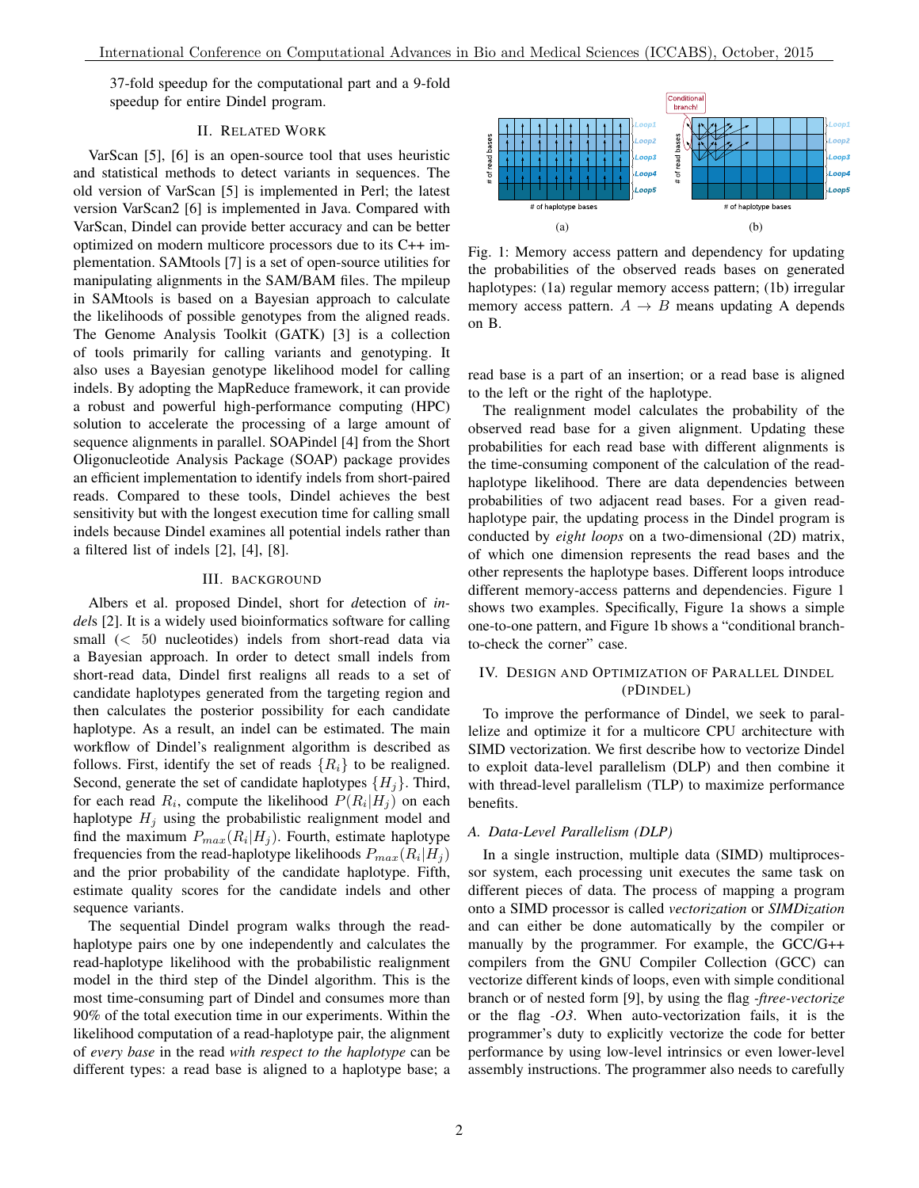37-fold speedup for the computational part and a 9-fold speedup for entire Dindel program.

## II. Related Work

VarScan [5], [6] is an open-source tool that uses heuristic and statistical methods to detect variants in sequences. The old version of VarScan [5] is implemented in Perl; the latest version VarScan2 [6] is implemented in Java. Compared with VarScan, Dindel can provide better accuracy and can be better optimized on modern multicore processors due to its C++ implementation. SAMtools [7] is a set of open-source utilities for manipulating alignments in the SAM/BAM files. The mpileup in SAMtools is based on a Bayesian approach to calculate the likelihoods of possible genotypes from the aligned reads. The Genome Analysis Toolkit (GATK) [3] is a collection of tools primarily for calling variants and genotyping. It also uses a Bayesian genotype likelihood model for calling indels. By adopting the MapReduce framework, it can provide a robust and powerful high-performance computing (HPC) solution to accelerate the processing of a large amount of sequence alignments in parallel. SOAPindel [4] from the Short Oligonucleotide Analysis Package (SOAP) package provides an efficient implementation to identify indels from short-paired reads. Compared to these tools, Dindel achieves the best sensitivity but with the longest execution time for calling small indels because Dindel examines all potential indels rather than a filtered list of indels [2], [4], [8].

## III. Background

Albers et al. proposed Dindel, short for *d*etection of *in*-*del*s [2]. It is a widely used bioinformatics software for calling small ($< 50$ nucleotides) indels from short-read data via a Bayesian approach. In order to detect small indels from short-read data, Dindel first realigns all reads to a set of candidate haplotypes generated from the targeting region and then calculates the posterior possibility for each candidate haplotype. As a result, an indel can be estimated. The main workflow of Dindel's realignment algorithm is described as follows. First, identify the set of reads $\{R_i\}$ to be realigned. Second, generate the set of candidate haplotypes $\{H_j\}$. Third, for each read $R_i$, compute the likelihood $P(R_i|H_j)$ on each haplotype $H_j$ using the probabilistic realignment model and find the maximum $P_{max}(R_i|H_j)$. Fourth, estimate haplotype frequencies from the read-haplotype likelihoods $P_{max}(R_i|H_j)$ and the prior probability of the candidate haplotype. Fifth, estimate quality scores for the candidate indels and other sequence variants.

The sequential Dindel program walks through the read-haplotype pairs one by one independently and calculates the read-haplotype likelihood with the probabilistic realignment model in the third step of the Dindel algorithm. This is the most time-consuming part of Dindel and consumes more than 90% of the total execution time in our experiments. Within the likelihood computation of a read-haplotype pair, the alignment of *every base* in the read *with respect to the haplotype* can be different types: a read base is aligned to a haplotype base; a read base is a part of an insertion; or a read base is aligned to the left or the right of the haplotype.

Fig. 1: Memory access pattern and dependency for updating the probabilities of the observed reads bases on generated haplotypes: (1a) regular memory access pattern; (1b) irregular memory access pattern. $A \rightarrow B$ means updating A depends on B.

The realignment model calculates the probability of the observed read base for a given alignment. Updating these probabilities for each read base with different alignments is the time-consuming component of the calculation of the read-haplotype likelihood. There are data dependencies between probabilities of two adjacent read bases. For a given read-haplotype pair, the updating process in the Dindel program is conducted by *eight loops* on a two-dimensional (2D) matrix, of which one dimension represents the read bases and the other represents the haplotype bases. Different loops introduce different memory-access patterns and dependencies. Figure 1 shows two examples. Specifically, Figure 1a shows a simple one-to-one pattern, and Figure 1b shows a "conditional branch-to-check the corner" case.

## IV. Design and Optimization of Parallel Dindel (pDindel)

To improve the performance of Dindel, we seek to parallelize and optimize it for a multicore CPU architecture with SIMD vectorization. We first describe how to vectorize Dindel to exploit data-level parallelism (DLP) and then combine it with thread-level parallelism (TLP) to maximize performance benefits.

### A. Data-Level Parallelism (DLP)

In a single instruction, multiple data (SIMD) multiprocessor system, each processing unit executes the same task on different pieces of data. The process of mapping a program onto a SIMD processor is called *vectorization* or *SIMDization* and can either be done automatically by the compiler or manually by the programmer. For example, the GCC/G++ compilers from the GNU Compiler Collection (GCC) can vectorize different kinds of loops, even with simple conditional branch or of nested form [9], by using the flag *-ftree-vectorize* or the flag *-O3*. When auto-vectorization fails, it is the programmer's duty to explicitly vectorize the code for better performance by using low-level intrinsics or even lower-level assembly instructions. The programmer also needs to carefully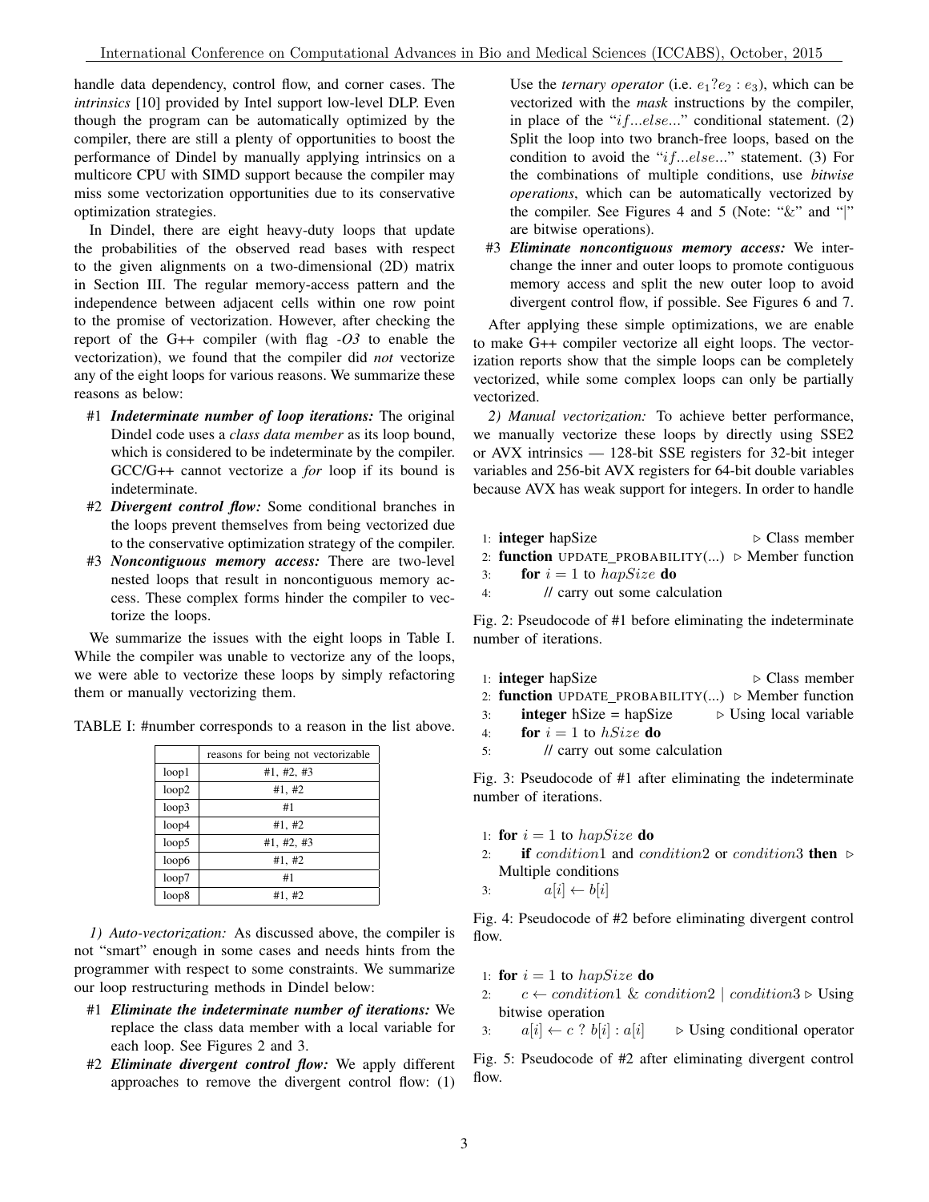handle data dependency, control flow, and corner cases. The *intrinsics* [10] provided by Intel support low-level DLP. Even though the program can be automatically optimized by the compiler, there are still a plenty of opportunities to boost the performance of Dindel by manually applying intrinsics on a multicore CPU with SIMD support because the compiler may miss some vectorization opportunities due to its conservative optimization strategies.

In Dindel, there are eight heavy-duty loops that update the probabilities of the observed read bases with respect to the given alignments on a two-dimensional (2D) matrix in Section III. The regular memory-access pattern and the independence between adjacent cells within one row point to the promise of vectorization. However, after checking the report of the G++ compiler (with flag *-O3* to enable the vectorization), we found that the compiler did *not* vectorize any of the eight loops for various reasons. We summarize these reasons as below:

- #1 ***Indeterminate number of loop iterations:*** The original Dindel code uses a *class data member* as its loop bound, which is considered to be indeterminate by the compiler. GCC/G++ cannot vectorize a *for* loop if its bound is indeterminate.
- #2 ***Divergent control flow:*** Some conditional branches in the loops prevent themselves from being vectorized due to the conservative optimization strategy of the compiler.
- #3 ***Noncontiguous memory access:*** There are two-level nested loops that result in noncontiguous memory access. These complex forms hinder the compiler to vectorize the loops.

We summarize the issues with the eight loops in Table I. While the compiler was unable to vectorize any of the loops, we were able to vectorize these loops by simply refactoring them or manually vectorizing them.

TABLE I: #number corresponds to a reason in the list above.

| | reasons for being not vectorizable |
|---|---|
| loop1 | #1, #2, #3 |
| loop2 | #1, #2 |
| loop3 | #1 |
| loop4 | #1, #2 |
| loop5 | #1, #2, #3 |
| loop6 | #1, #2 |
| loop7 | #1 |
| loop8 | #1, #2 |

*1) Auto-vectorization:* As discussed above, the compiler is not "smart" enough in some cases and needs hints from the programmer with respect to some constraints. We summarize our loop restructuring methods in Dindel below:

- #1 ***Eliminate the indeterminate number of iterations:*** We replace the class data member with a local variable for each loop. See Figures 2 and 3.
- #2 ***Eliminate divergent control flow:*** We apply different approaches to remove the divergent control flow: (1) Use the *ternary operator* (i.e. $e_1?e_2 : e_3$), which can be vectorized with the *mask* instructions by the compiler, in place of the "$if...else...$" conditional statement. (2) Split the loop into two branch-free loops, based on the condition to avoid the "$if...else...$" statement. (3) For the combinations of multiple conditions, use *bitwise operations*, which can be automatically vectorized by the compiler. See Figures 4 and 5 (Note: "&" and "|" are bitwise operations).
- #3 ***Eliminate noncontiguous memory access:*** We interchange the inner and outer loops to promote contiguous memory access and split the new outer loop to avoid divergent control flow, if possible. See Figures 6 and 7.

After applying these simple optimizations, we are enable to make G++ compiler vectorize all eight loops. The vectorization reports show that the simple loops can be completely vectorized, while some complex loops can only be partially vectorized.

*2) Manual vectorization:* To achieve better performance, we manually vectorize these loops by directly using SSE2 or AVX intrinsics — 128-bit SSE registers for 32-bit integer variables and 256-bit AVX registers for 64-bit double variables because AVX has weak support for integers. In order to handle

```
1: integer hapSize                         ▷ Class member
2: function UPDATE_PROBABILITY(...)  ▷ Member function
3:     for i = 1 to hapSize do
4:         // carry out some calculation
```

Fig. 2: Pseudocode of #1 before eliminating the indeterminate number of iterations.

```
1: integer hapSize                         ▷ Class member
2: function UPDATE_PROBABILITY(...)  ▷ Member function
3:     integer hSize = hapSize         ▷ Using local variable
4:     for i = 1 to hSize do
5:         // carry out some calculation
```

Fig. 3: Pseudocode of #1 after eliminating the indeterminate number of iterations.

```
1: for i = 1 to hapSize do
2:     if condition1 and condition2 or condition3 then ▷ Multiple conditions
3:         a[i] ← b[i]
```

Fig. 4: Pseudocode of #2 before eliminating divergent control flow.

```
1: for i = 1 to hapSize do
2:     c ← condition1 & condition2 | condition3 ▷ Using bitwise operation
3:     a[i] ← c ? b[i] : a[i]       ▷ Using conditional operator
```

Fig. 5: Pseudocode of #2 after eliminating divergent control flow.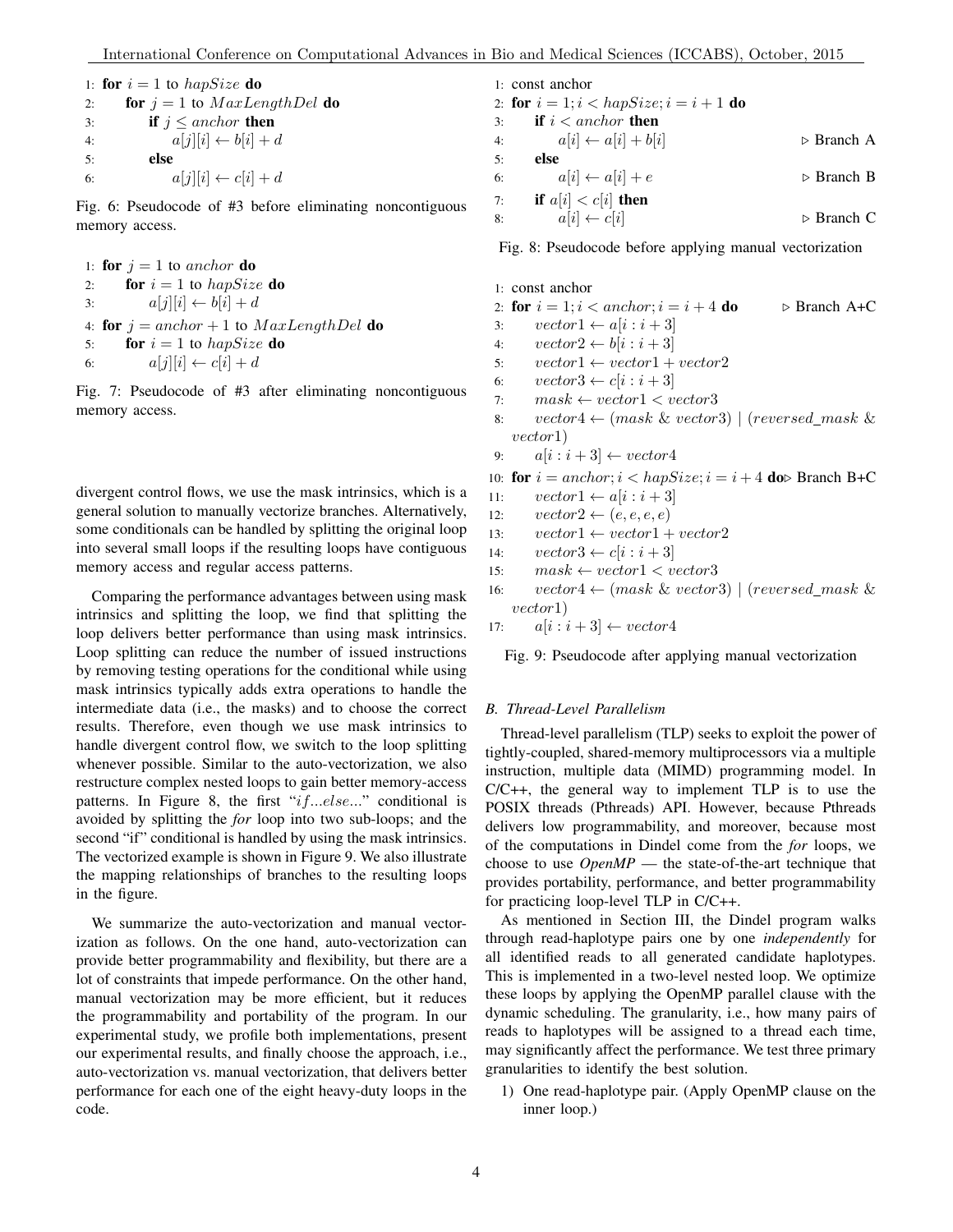```
1: for i = 1 to hapSize do
2:     for j = 1 to MaxLengthDel do
3:         if j ≤ anchor then
4:             a[j][i] ← b[i] + d
5:         else
6:             a[j][i] ← c[i] + d
```

Fig. 6: Pseudocode of #3 before eliminating noncontiguous memory access.

```
1: for j = 1 to anchor do
2:     for i = 1 to hapSize do
3:         a[j][i] ← b[i] + d
4: for j = anchor + 1 to MaxLengthDel do
5:     for i = 1 to hapSize do
6:         a[j][i] ← c[i] + d
```

Fig. 7: Pseudocode of #3 after eliminating noncontiguous memory access.

divergent control flows, we use the mask intrinsics, which is a general solution to manually vectorize branches. Alternatively, some conditionals can be handled by splitting the original loop into several small loops if the resulting loops have contiguous memory access and regular access patterns.

Comparing the performance advantages between using mask intrinsics and splitting the loop, we find that splitting the loop delivers better performance than using mask intrinsics. Loop splitting can reduce the number of issued instructions by removing testing operations for the conditional while using mask intrinsics typically adds extra operations to handle the intermediate data (i.e., the masks) and to choose the correct results. Therefore, even though we use mask intrinsics to handle divergent control flow, we switch to the loop splitting whenever possible. Similar to the auto-vectorization, we also restructure complex nested loops to gain better memory-access patterns. In Figure 8, the first "*if...else...*" conditional is avoided by splitting the *for* loop into two sub-loops; and the second "if" conditional is handled by using the mask intrinsics. The vectorized example is shown in Figure 9. We also illustrate the mapping relationships of branches to the resulting loops in the figure.

We summarize the auto-vectorization and manual vectorization as follows. On the one hand, auto-vectorization can provide better programmability and flexibility, but there are a lot of constraints that impede performance. On the other hand, manual vectorization may be more efficient, but it reduces the programmability and portability of the program. In our experimental study, we profile both implementations, present our experimental results, and finally choose the approach, i.e., auto-vectorization vs. manual vectorization, that delivers better performance for each one of the eight heavy-duty loops in the code.

```
1: const anchor
2: for i = 1; i < hapSize; i = i + 1 do
3:     if i < anchor then
4:         a[i] ← a[i] + b[i]                ▷ Branch A
5:     else
6:         a[i] ← a[i] + e                   ▷ Branch B
7:     if a[i] < c[i] then
8:         a[i] ← c[i]                       ▷ Branch C
```

Fig. 8: Pseudocode before applying manual vectorization

```
1: const anchor
2: for i = 1; i < anchor; i = i + 4 do       ▷ Branch A+C
3:     vector1 ← a[i : i + 3]
4:     vector2 ← b[i : i + 3]
5:     vector1 ← vector1 + vector2
6:     vector3 ← c[i : i + 3]
7:     mask ← vector1 < vector3
8:     vector4 ← (mask & vector3) | (reversed_mask & vector1)
9:     a[i : i + 3] ← vector4
10: for i = anchor; i < hapSize; i = i + 4 do ▷ Branch B+C
11:     vector1 ← a[i : i + 3]
12:     vector2 ← (e, e, e, e)
13:     vector1 ← vector1 + vector2
14:     vector3 ← c[i : i + 3]
15:     mask ← vector1 < vector3
16:     vector4 ← (mask & vector3) | (reversed_mask & vector1)
17:     a[i : i + 3] ← vector4
```

Fig. 9: Pseudocode after applying manual vectorization

### B. Thread-Level Parallelism

Thread-level parallelism (TLP) seeks to exploit the power of tightly-coupled, shared-memory multiprocessors via a multiple instruction, multiple data (MIMD) programming model. In C/C++, the general way to implement TLP is to use the POSIX threads (Pthreads) API. However, because Pthreads delivers low programmability, and moreover, because most of the computations in Dindel come from the *for* loops, we choose to use *OpenMP* — the state-of-the-art technique that provides portability, performance, and better programmability for practicing loop-level TLP in C/C++.

As mentioned in Section III, the Dindel program walks through read-haplotype pairs one by one *independently* for all identified reads to all generated candidate haplotypes. This is implemented in a two-level nested loop. We optimize these loops by applying the OpenMP parallel clause with the dynamic scheduling. The granularity, i.e., how many pairs of reads to haplotypes will be assigned to a thread each time, may significantly affect the performance. We test three primary granularities to identify the best solution.

1) One read-haplotype pair. (Apply OpenMP clause on the inner loop.)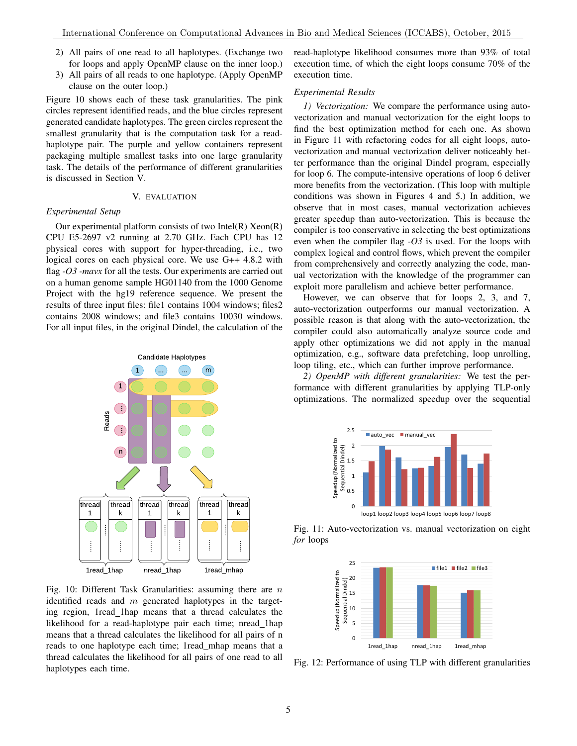2) All pairs of one read to all haplotypes. (Exchange two for loops and apply OpenMP clause on the inner loop.)
3) All pairs of all reads to one haplotype. (Apply OpenMP clause on the outer loop.)

Figure 10 shows each of these task granularities. The pink circles represent identified reads, and the blue circles represent generated candidate haplotypes. The green circles represent the smallest granularity that is the computation task for a read-haplotype pair. The purple and yellow containers represent packaging multiple smallest tasks into one large granularity task. The details of the performance of different granularities is discussed in Section V.

Fig. 10: Different Task Granularities: assuming there are $n$ identified reads and $m$ generated candidate haplotypes in the targeting region, 1read_1hap means that a thread calculates the likelihood for a read-haplotype pair each time; nread_1hap means that a thread calculates the likelihood for all pairs of n reads to one haplotype each time; 1read_mhap means that a thread calculates the likelihood for all pairs of one read to all haplotypes each time.

## V. Evaluation

### *Experimental Setup*

Our experimental platform consists of two Intel(R) Xeon(R) CPU E5-2697 v2 running at 2.70 GHz. Each CPU has 12 physical cores with support for hyper-threading, i.e., two logical cores on each physical core. We use G++ 4.8.2 with flag *-O3 -mavx* for all the tests. Our experiments are carried out on a human genome sample HG01140 from the 1000 Genome Project with the hg19 reference sequence. We present the results of three input files: file1 contains 1004 windows; files2 contains 2008 windows; and file3 contains 10030 windows. For all input files, in the original Dindel, the calculation of the read-haplotype likelihood consumes more than 93% of total execution time, of which the eight loops consume 70% of the execution time.

### *Experimental Results*

*1) Vectorization:* We compare the performance using auto-vectorization and manual vectorization for the eight loops to find the best optimization method for each one. As shown in Figure 11 with refactoring codes for all eight loops, auto-vectorization and manual vectorization deliver noticeably better performance than the original Dindel program, especially for loop 6. The compute-intensive operations of loop 6 deliver more benefits from the vectorization. (This loop with multiple conditions was shown in Figures 4 and 5.) In addition, we observe that in most cases, manual vectorization achieves greater speedup than auto-vectorization. This is because the compiler is too conservative in selecting the best optimizations even when the compiler flag *-O3* is used. For the loops with complex logical and control flows, which prevent the compiler from comprehensively and correctly analyzing the code, manual vectorization with the knowledge of the programmer can exploit more parallelism and achieve better performance.

However, we can observe that for loops 2, 3, and 7, auto-vectorization outperforms our manual vectorization. A possible reason is that along with the auto-vectorization, the compiler could also automatically analyze source code and apply other optimizations we did not apply in the manual optimization, e.g., software data prefetching, loop unrolling, loop tiling, etc., which can further improve performance.

*2) OpenMP with different granularities:* We test the performance with different granularities by applying TLP-only optimizations. The normalized speedup over the sequential

Fig. 11: Auto-vectorization vs. manual vectorization on eight *for* loops

Fig. 12: Performance of using TLP with different granularities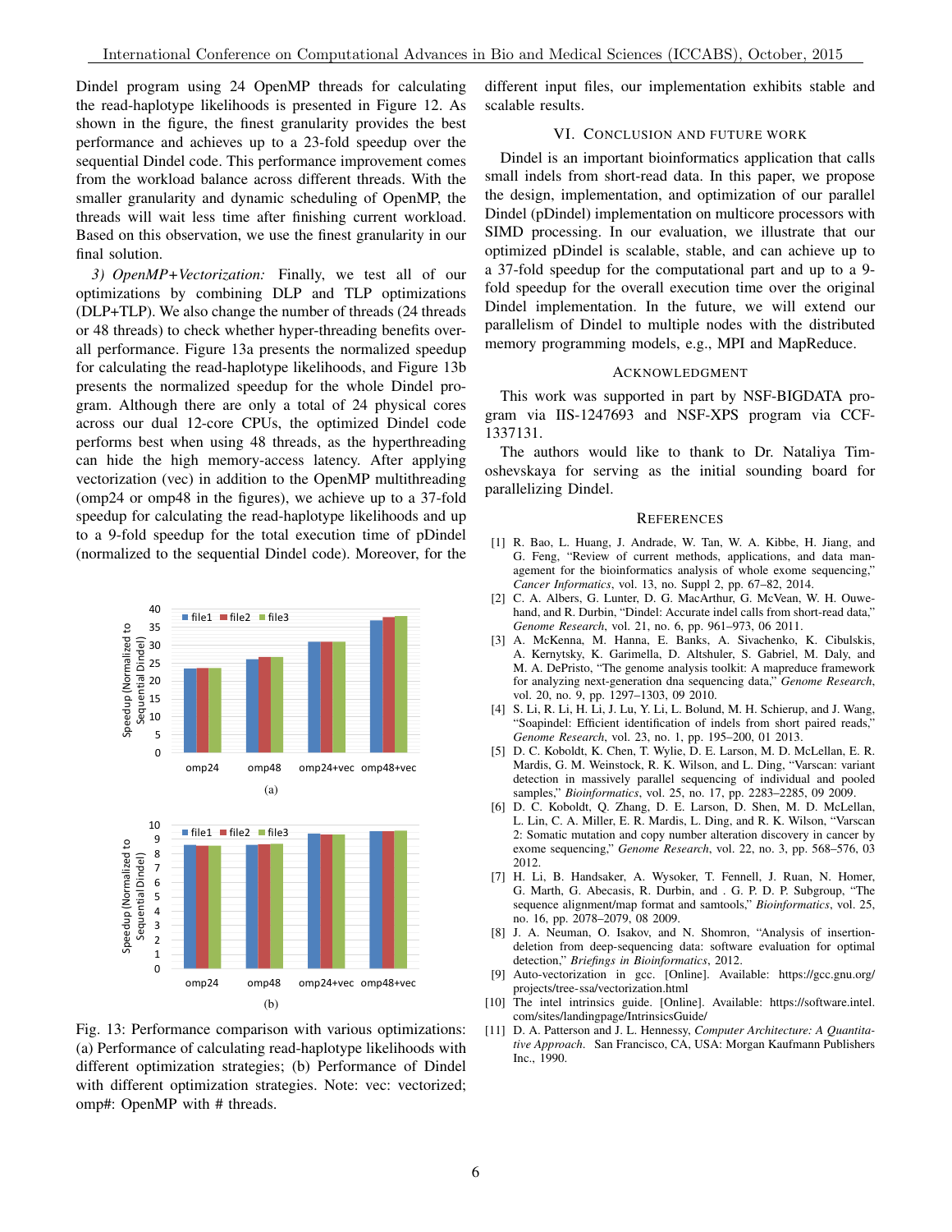Dindel program using 24 OpenMP threads for calculating the read-haplotype likelihoods is presented in Figure 12. As shown in the figure, the finest granularity provides the best performance and achieves up to a 23-fold speedup over the sequential Dindel code. This performance improvement comes from the workload balance across different threads. With the smaller granularity and dynamic scheduling of OpenMP, the threads will wait less time after finishing current workload. Based on this observation, we use the finest granularity in our final solution.

*3) OpenMP+Vectorization:* Finally, we test all of our optimizations by combining DLP and TLP optimizations (DLP+TLP). We also change the number of threads (24 threads or 48 threads) to check whether hyper-threading benefits overall performance. Figure 13a presents the normalized speedup for calculating the read-haplotype likelihoods, and Figure 13b presents the normalized speedup for the whole Dindel program. Although there are only a total of 24 physical cores across our dual 12-core CPUs, the optimized Dindel code performs best when using 48 threads, as the hyperthreading can hide the high memory-access latency. After applying vectorization (vec) in addition to the OpenMP multithreading (omp24 or omp48 in the figures), we achieve up to a 37-fold speedup for calculating the read-haplotype likelihoods and up to a 9-fold speedup for the total execution time of pDindel (normalized to the sequential Dindel code). Moreover, for the different input files, our implementation exhibits stable and scalable results.

file1 file2 file3

Speedup (Normalized to Sequential Dindel)

40 35 30 25 20 15 10 5 0

omp24 omp48 omp24+vec omp48+vec

(a)

file1 file2 file3

Speedup (Normalized to Sequential Dindel)

10 9 8 7 6 5 4 3 2 1 0

omp24 omp48 omp24+vec omp48+vec

(b)

Fig. 13: Performance comparison with various optimizations: (a) Performance of calculating read-haplotype likelihoods with different optimization strategies; (b) Performance of Dindel with different optimization strategies. Note: vec: vectorized; omp#: OpenMP with # threads.

## VI. Conclusion and Future Work

Dindel is an important bioinformatics application that calls small indels from short-read data. In this paper, we propose the design, implementation, and optimization of our parallel Dindel (pDindel) implementation on multicore processors with SIMD processing. In our evaluation, we illustrate that our optimized pDindel is scalable, stable, and can achieve up to a 37-fold speedup for the computational part and up to a 9-fold speedup for the overall execution time over the original Dindel implementation. In the future, we will extend our parallelism of Dindel to multiple nodes with the distributed memory programming models, e.g., MPI and MapReduce.

## Acknowledgment

This work was supported in part by NSF-BIGDATA program via IIS-1247693 and NSF-XPS program via CCF-1337131.

The authors would like to thank to Dr. Nataliya Timoshevskaya for serving as the initial sounding board for parallelizing Dindel.

## References

[1] R. Bao, L. Huang, J. Andrade, W. Tan, W. A. Kibbe, H. Jiang, and G. Feng, "Review of current methods, applications, and data management for the bioinformatics analysis of whole exome sequencing," *Cancer Informatics*, vol. 13, no. Suppl 2, pp. 67–82, 2014.

[2] C. A. Albers, G. Lunter, D. G. MacArthur, G. McVean, W. H. Ouwehand, and R. Durbin, "Dindel: Accurate indel calls from short-read data," *Genome Research*, vol. 21, no. 6, pp. 961–973, 06 2011.

[3] A. McKenna, M. Hanna, E. Banks, A. Sivachenko, K. Cibulskis, A. Kernytsky, K. Garimella, D. Altshuler, S. Gabriel, M. Daly, and M. A. DePristo, "The genome analysis toolkit: A mapreduce framework for analyzing next-generation dna sequencing data," *Genome Research*, vol. 20, no. 9, pp. 1297–1303, 09 2010.

[4] S. Li, R. Li, H. Li, J. Lu, Y. Li, L. Bolund, M. H. Schierup, and J. Wang, "Soapindel: Efficient identification of indels from short paired reads," *Genome Research*, vol. 23, no. 1, pp. 195–200, 01 2013.

[5] D. C. Koboldt, K. Chen, T. Wylie, D. E. Larson, M. D. McLellan, E. R. Mardis, G. M. Weinstock, R. K. Wilson, and L. Ding, "Varscan: variant detection in massively parallel sequencing of individual and pooled samples," *Bioinformatics*, vol. 25, no. 17, pp. 2283–2285, 09 2009.

[6] D. C. Koboldt, Q. Zhang, D. E. Larson, D. Shen, M. D. McLellan, L. Lin, C. A. Miller, E. R. Mardis, L. Ding, and R. K. Wilson, "Varscan 2: Somatic mutation and copy number alteration discovery in cancer by exome sequencing," *Genome Research*, vol. 22, no. 3, pp. 568–576, 03 2012.

[7] H. Li, B. Handsaker, A. Wysoker, T. Fennell, J. Ruan, N. Homer, G. Marth, G. Abecasis, R. Durbin, and . G. P. D. P. Subgroup, "The sequence alignment/map format and samtools," *Bioinformatics*, vol. 25, no. 16, pp. 2078–2079, 08 2009.

[8] J. A. Neuman, O. Isakov, and N. Shomron, "Analysis of insertion-deletion from deep-sequencing data: software evaluation for optimal detection," *Briefings in Bioinformatics*, 2012.

[9] Auto-vectorization in gcc. [Online]. Available: https://gcc.gnu.org/projects/tree-ssa/vectorization.html

[10] The intel intrinsics guide. [Online]. Available: https://software.intel.com/sites/landingpage/IntrinsicsGuide/

[11] D. A. Patterson and J. L. Hennessy, *Computer Architecture: A Quantitative Approach*. San Francisco, CA, USA: Morgan Kaufmann Publishers Inc., 1990.